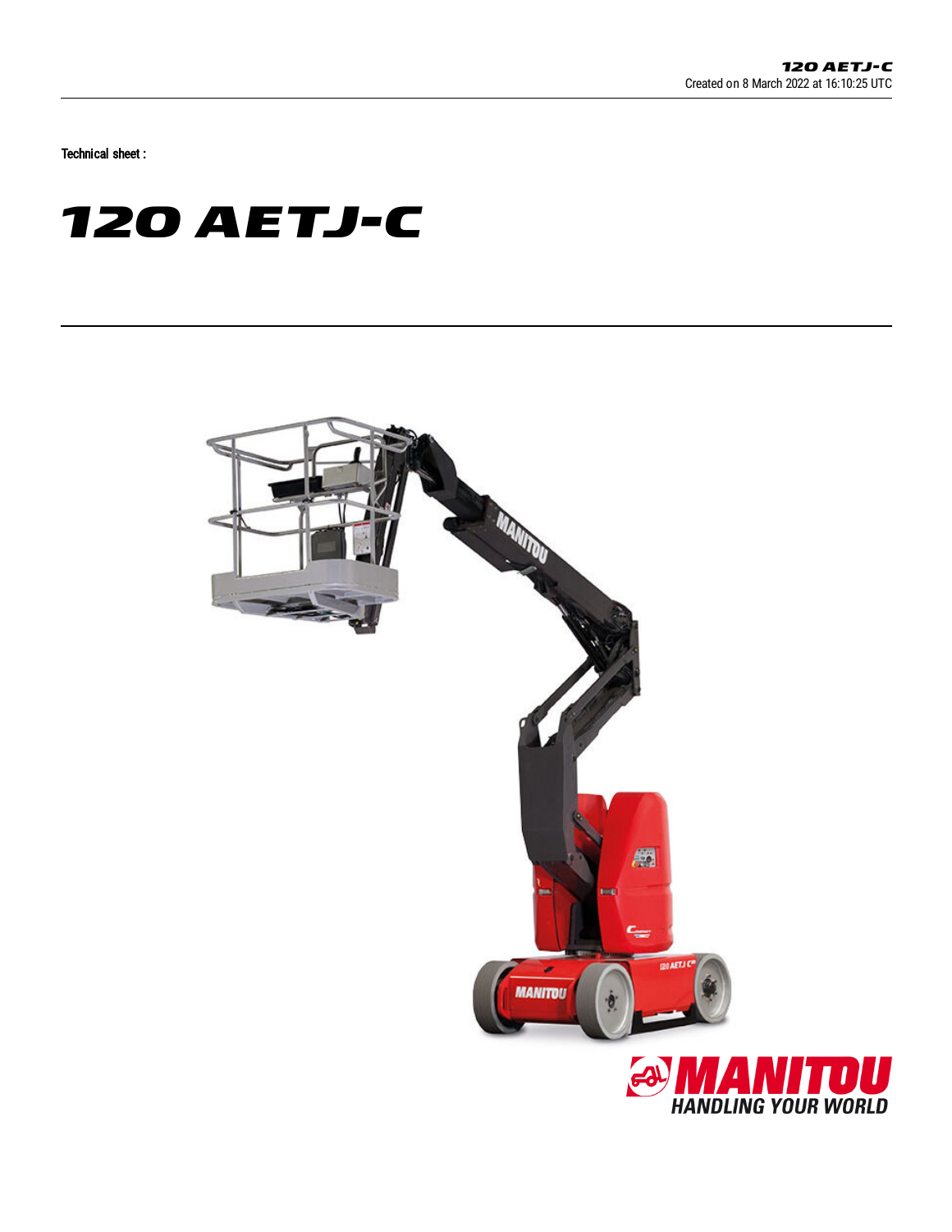Technical sheet :

# 120 AETJ-C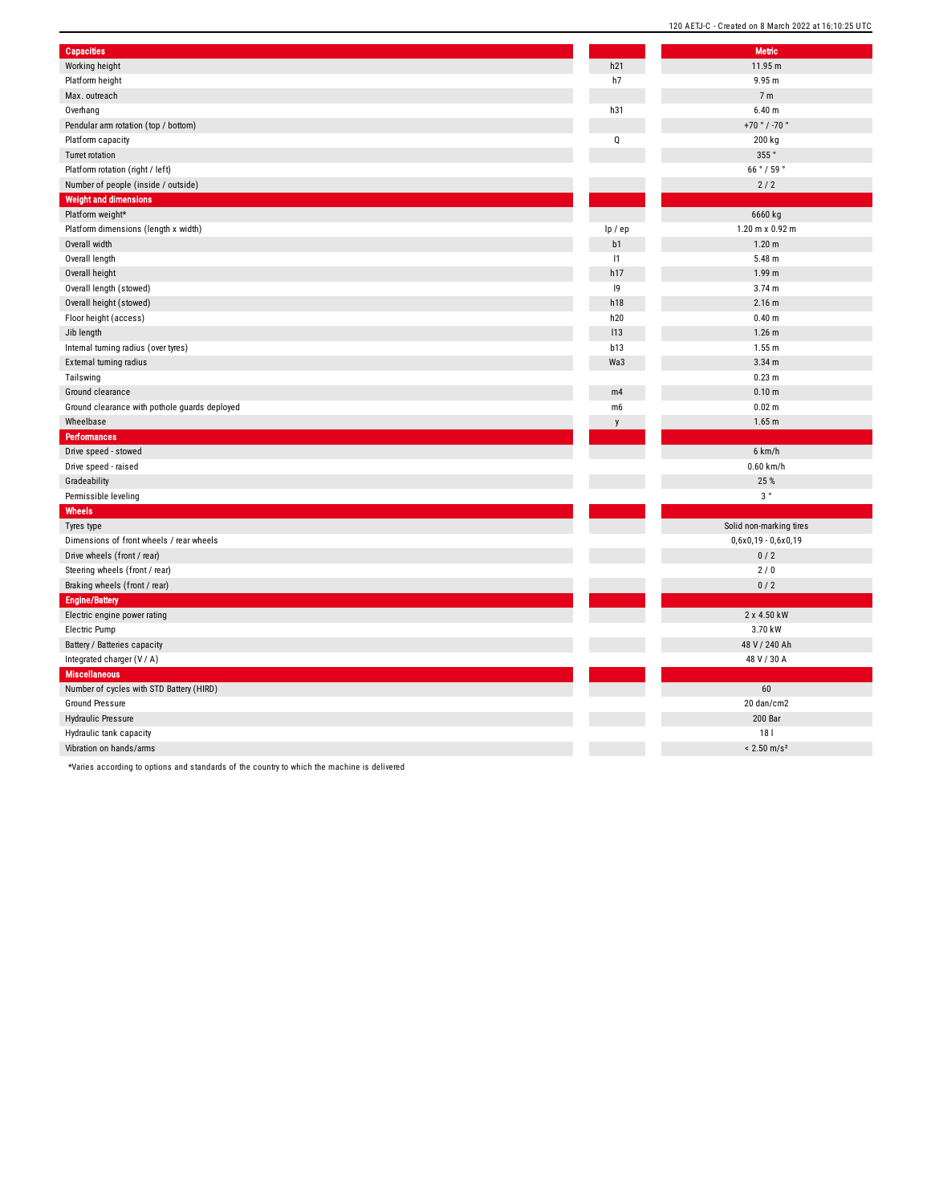| Capacities | | Metric |
|---|---|---|
| Working height | h21 | 11.95 m |
| Platform height | h7 | 9.95 m |
| Max. outreach | | 7 m |
| Overhang | h31 | 6.40 m |
| Pendular arm rotation (top / bottom) | | +70 ° / -70 ° |
| Platform capacity | Q | 200 kg |
| Turret rotation | | 355 ° |
| Platform rotation (right / left) | | 66 ° / 59 ° |
| Number of people (inside / outside) | | 2 / 2 |
| **Weight and dimensions** | | |
| Platform weight* | | 6660 kg |
| Platform dimensions (length x width) | lp / ep | 1.20 m x 0.92 m |
| Overall width | b1 | 1.20 m |
| Overall length | l1 | 5.48 m |
| Overall height | h17 | 1.99 m |
| Overall length (stowed) | l9 | 3.74 m |
| Overall height (stowed) | h18 | 2.16 m |
| Floor height (access) | h20 | 0.40 m |
| Jib length | l13 | 1.26 m |
| Internal turning radius (over tyres) | b13 | 1.55 m |
| External turning radius | Wa3 | 3.34 m |
| Tailswing | | 0.23 m |
| Ground clearance | m4 | 0.10 m |
| Ground clearance with pothole guards deployed | m6 | 0.02 m |
| Wheelbase | y | 1.65 m |
| **Performances** | | |
| Drive speed - stowed | | 6 km/h |
| Drive speed - raised | | 0.60 km/h |
| Gradeability | | 25 % |
| Permissible leveling | | 3 ° |
| **Wheels** | | |
| Tyres type | | Solid non-marking tires |
| Dimensions of front wheels / rear wheels | | 0,6x0,19 - 0,6x0,19 |
| Drive wheels (front / rear) | | 0 / 2 |
| Steering wheels (front / rear) | | 2 / 0 |
| Braking wheels (front / rear) | | 0 / 2 |
| **Engine/Battery** | | |
| Electric engine power rating | | 2 x 4.50 kW |
| Electric Pump | | 3.70 kW |
| Battery / Batteries capacity | | 48 V / 240 Ah |
| Integrated charger (V / A) | | 48 V / 30 A |
| **Miscellaneous** | | |
| Number of cycles with STD Battery (HIRD) | | 60 |
| Ground Pressure | | 20 dan/cm2 |
| Hydraulic Pressure | | 200 Bar |
| Hydraulic tank capacity | | 18 l |
| Vibration on hands/arms | | < 2.50 m/s² |

*Varies according to options and standards of the country to which the machine is delivered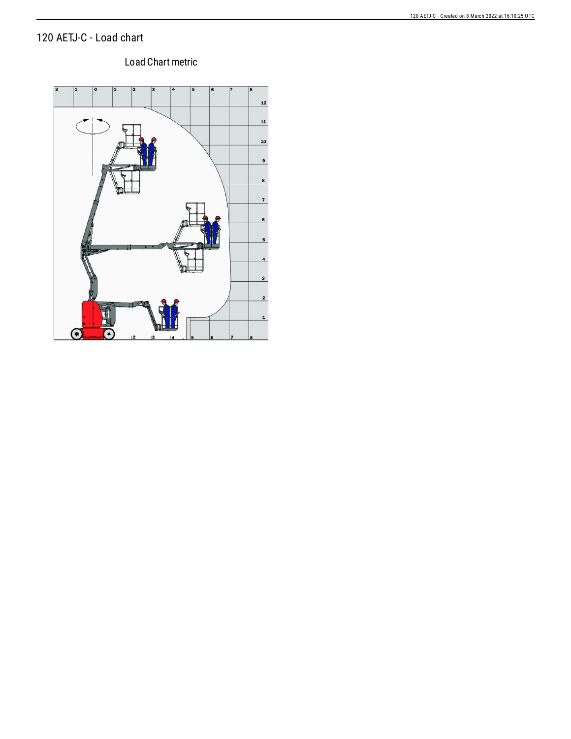# 120 AETJ-C - Load chart

Load Chart metric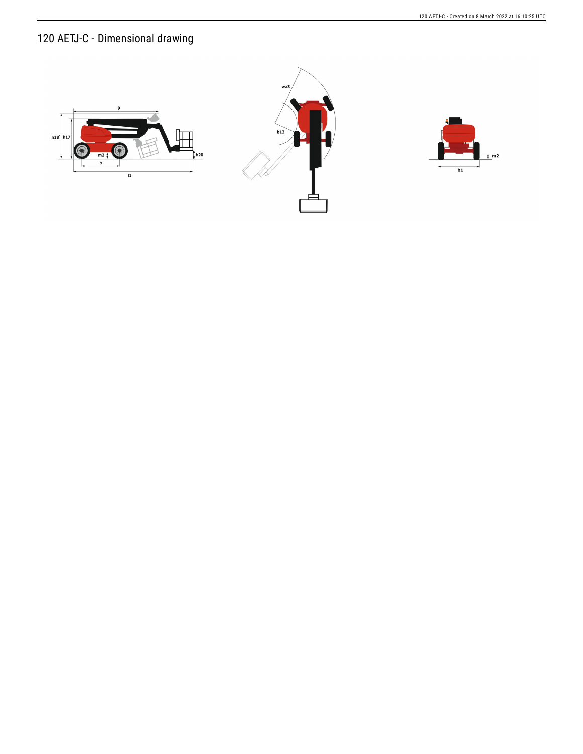# 120 AETJ-C - Dimensional drawing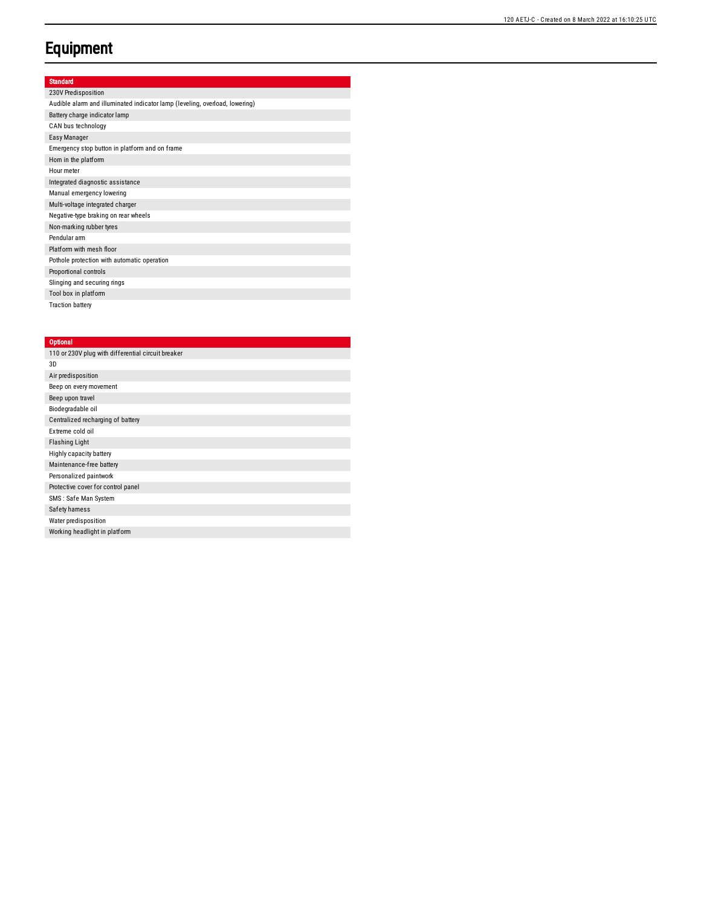# Equipment

| Standard |
| --- |
| 230V Predisposition |
| Audible alarm and illuminated indicator lamp (leveling, overload, lowering) |
| Battery charge indicator lamp |
| CAN bus technology |
| Easy Manager |
| Emergency stop button in platform and on frame |
| Horn in the platform |
| Hour meter |
| Integrated diagnostic assistance |
| Manual emergency lowering |
| Multi-voltage integrated charger |
| Negative-type braking on rear wheels |
| Non-marking rubber tyres |
| Pendular arm |
| Platform with mesh floor |
| Pothole protection with automatic operation |
| Proportional controls |
| Slinging and securing rings |
| Tool box in platform |
| Traction battery |

| Optional |
| --- |
| 110 or 230V plug with differential circuit breaker |
| 3D |
| Air predisposition |
| Beep on every movement |
| Beep upon travel |
| Biodegradable oil |
| Centralized recharging of battery |
| Extreme cold oil |
| Flashing Light |
| Highly capacity battery |
| Maintenance-free battery |
| Personalized paintwork |
| Protective cover for control panel |
| SMS : Safe Man System |
| Safety harness |
| Water predisposition |
| Working headlight in platform |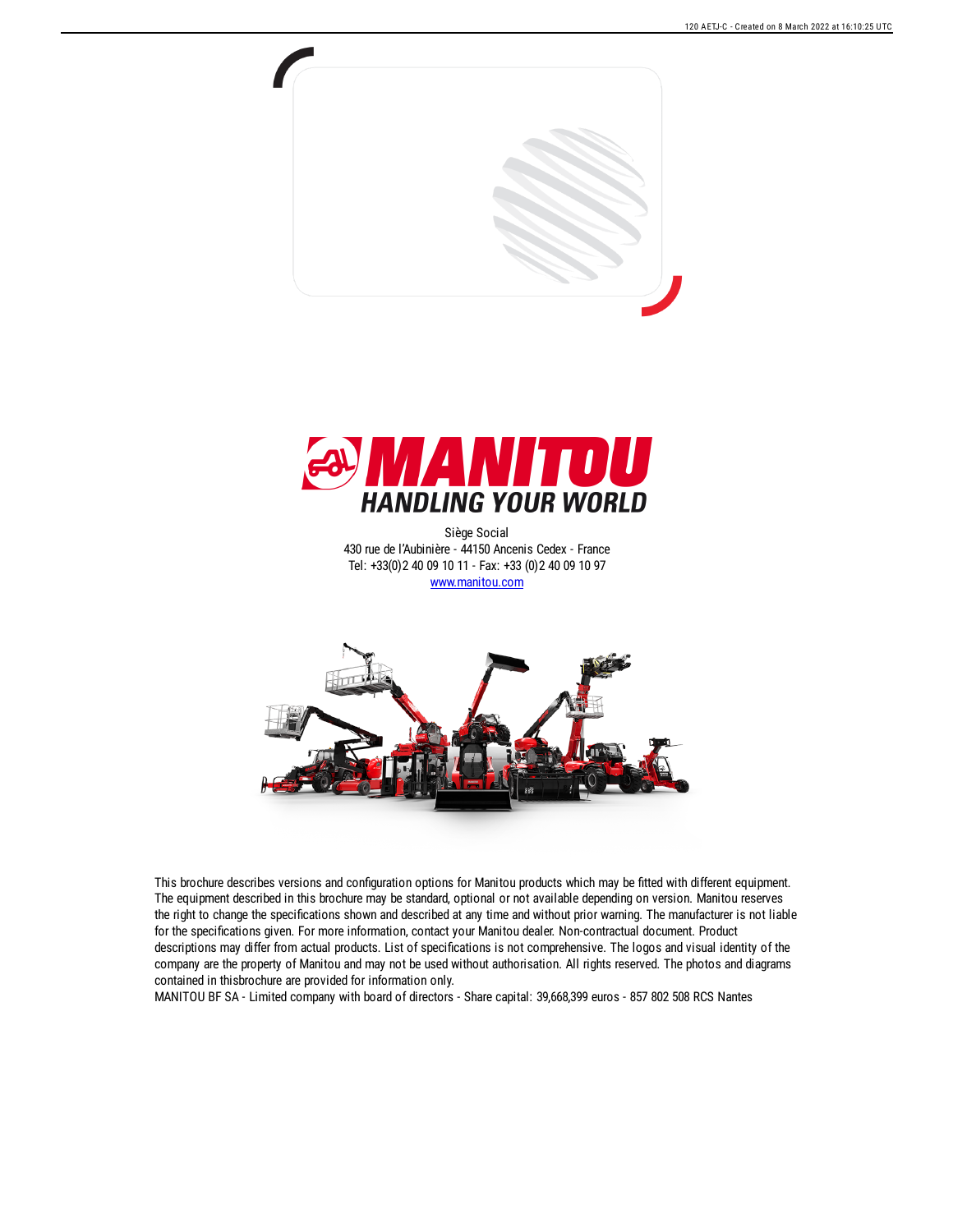MANITOU
HANDLING YOUR WORLD

Siège Social
430 rue de l'Aubinière - 44150 Ancenis Cedex - France
Tel: +33(0)2 40 09 10 11 - Fax: +33 (0)2 40 09 10 97
www.manitou.com

This brochure describes versions and configuration options for Manitou products which may be fitted with different equipment. The equipment described in this brochure may be standard, optional or not available depending on version. Manitou reserves the right to change the specifications shown and described at any time and without prior warning. The manufacturer is not liable for the specifications given. For more information, contact your Manitou dealer. Non-contractual document. Product descriptions may differ from actual products. List of specifications is not comprehensive. The logos and visual identity of the company are the property of Manitou and may not be used without authorisation. All rights reserved. The photos and diagrams contained in thisbrochure are provided for information only.
MANITOU BF SA - Limited company with board of directors - Share capital: 39,668,399 euros - 857 802 508 RCS Nantes